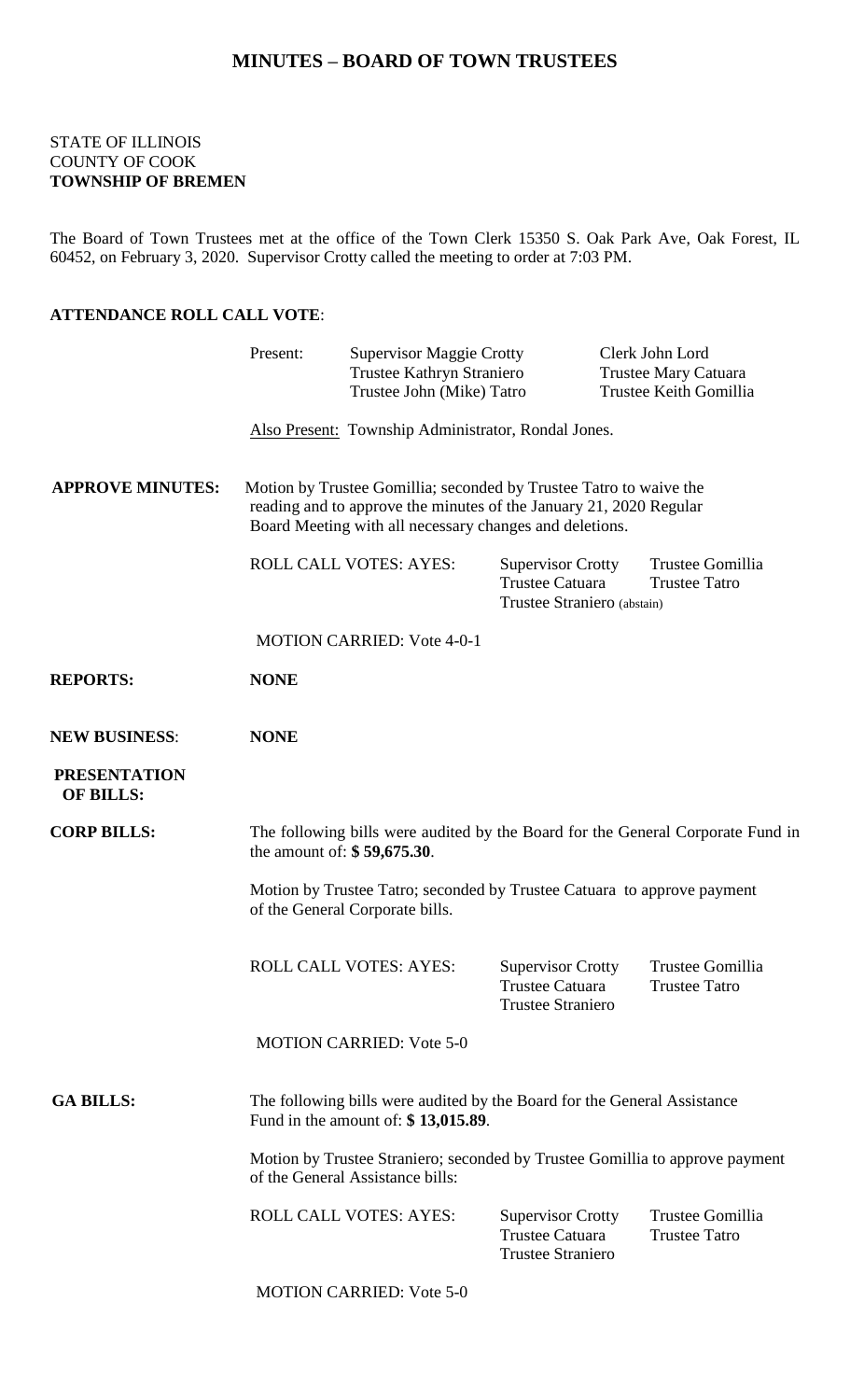# MINUTES – BOARD OF TOWN TRUSTEES

STATE OF ILLINOIS
COUNTY OF COOK
**TOWNSHIP OF BREMEN**

The Board of Town Trustees met at the office of the Town Clerk 15350 S. Oak Park Ave, Oak Forest, IL 60452, on February 3, 2020. Supervisor Crotty called the meeting to order at 7:03 PM.

**ATTENDANCE ROLL CALL VOTE**:

Present: Supervisor Maggie Crotty, Trustee Kathryn Straniero, Trustee John (Mike) Tatro, Clerk John Lord, Trustee Mary Catuara, Trustee Keith Gomillia

Also Present: Township Administrator, Rondal Jones.

**APPROVE MINUTES:** Motion by Trustee Gomillia; seconded by Trustee Tatro to waive the reading and to approve the minutes of the January 21, 2020 Regular Board Meeting with all necessary changes and deletions.

ROLL CALL VOTES: AYES: Supervisor Crotty, Trustee Gomillia, Trustee Catuara, Trustee Tatro, Trustee Straniero (abstain)

MOTION CARRIED: Vote 4-0-1

**REPORTS:** **NONE**

**NEW BUSINESS**: **NONE**

**PRESENTATION OF BILLS:**

**CORP BILLS:** The following bills were audited by the Board for the General Corporate Fund in the amount of: **$ 59,675.30**.

Motion by Trustee Tatro; seconded by Trustee Catuara to approve payment of the General Corporate bills.

ROLL CALL VOTES: AYES: Supervisor Crotty, Trustee Gomillia, Trustee Catuara, Trustee Tatro, Trustee Straniero

MOTION CARRIED: Vote 5-0

**GA BILLS:** The following bills were audited by the Board for the General Assistance Fund in the amount of: **$ 13,015.89**.

Motion by Trustee Straniero; seconded by Trustee Gomillia to approve payment of the General Assistance bills:

ROLL CALL VOTES: AYES: Supervisor Crotty, Trustee Gomillia, Trustee Catuara, Trustee Tatro, Trustee Straniero

MOTION CARRIED: Vote 5-0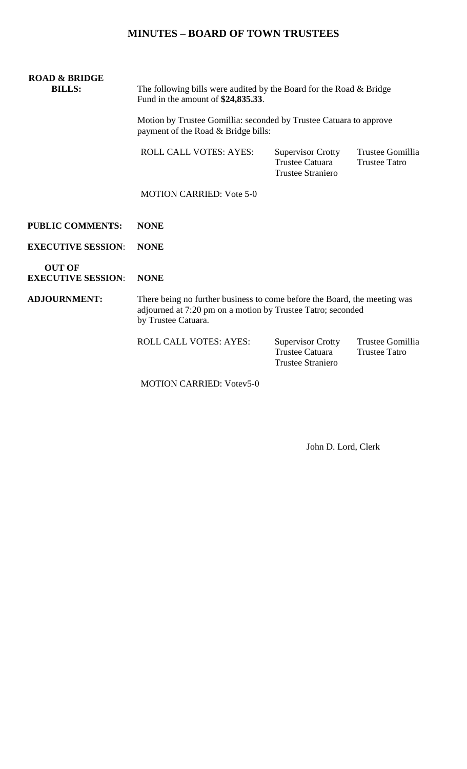# MINUTES – BOARD OF TOWN TRUSTEES

**ROAD & BRIDGE BILLS:**

The following bills were audited by the Board for the Road & Bridge Fund in the amount of **$24,835.33**.

Motion by Trustee Gomillia: seconded by Trustee Catuara to approve payment of the Road & Bridge bills:

| | | |
|---|---|---|
| ROLL CALL VOTES: AYES: | Supervisor Crotty<br>Trustee Catuara<br>Trustee Straniero | Trustee Gomillia<br>Trustee Tatro |

MOTION CARRIED: Vote 5-0

**PUBLIC COMMENTS:** **NONE**

**EXECUTIVE SESSION**: **NONE**

**OUT OF EXECUTIVE SESSION**: **NONE**

**ADJOURNMENT:**

There being no further business to come before the Board, the meeting was adjourned at 7:20 pm on a motion by Trustee Tatro; seconded by Trustee Catuara.

| | | |
|---|---|---|
| ROLL CALL VOTES: AYES: | Supervisor Crotty<br>Trustee Catuara<br>Trustee Straniero | Trustee Gomillia<br>Trustee Tatro |

MOTION CARRIED: Votev5-0

John D. Lord, Clerk